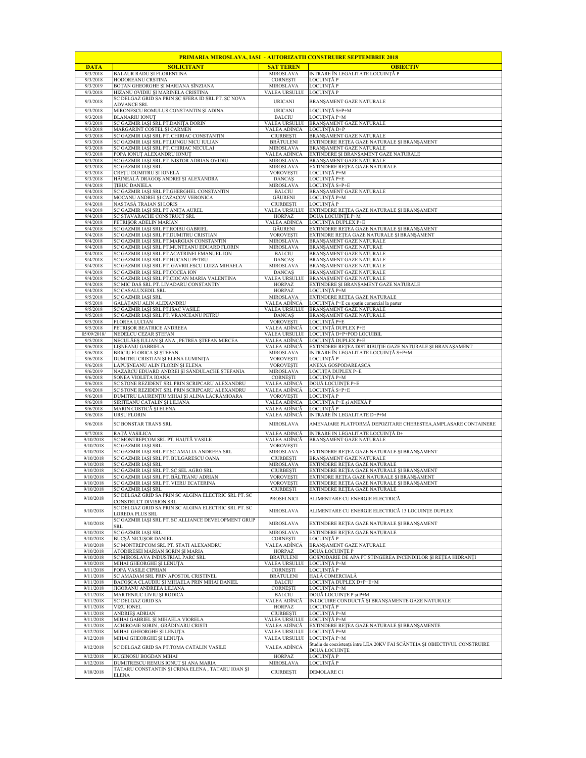| PRIMARIA MIROSLAVA, IASI - AUTORIZATII CONSTRUIRE SEPTEMBRIE 2018 | | | |
|---|---|---|---|
| **DATA** | **SOLICITANT** | **SAT TEREN** | **OBIECTIV** |
| 9/3/2018 | BALAUR RADU ŞI FLORENTINA | MIROSLAVA | INTRARE ÎN LEGALITATE LOCUINŢĂ P |
| 9/3/2018 | HODOREANU CRSTINA | CORNEŞTI | LOCUINŢĂ P |
| 9/3/2019 | BOŢAN GHEORGHE ŞI MARIANA SÎNZIANA | MIROSLAVA | LOCUINŢĂ P |
| 9/3/2018 | HIZANU OVIDIU ŞI MARINELA CRISTINA | VALEA URSULUI | LOCUINŢĂ P |
| 9/3/2018 | SC DELGAZ GRID SA PRIN SC SFERA ID SRL PT. SC NOVA ADVANCE SRL | URICANI | BRANŞAMENT GAZE NATURALE |
| 9/3/2018 | MIRONESCU ROMULUS CONSTANTIN ŞI ADINA | URICANI | LOCUINŢĂ S+P+M |
| 9/3/2018 | BLANARIU IONUŢ | BALCIU | LOCUINŢĂ P+M |
| 9/3/2018 | SC GAZMIR IAŞI SRL PT.DĂNIŢĂ DORIN | VALEA URSULUI | BRANŞAMENT GAZE NATURALE |
| 9/3/2018 | MĂRGĂRINT COSTEL ŞI CARMEN | VALEA ADÎNCĂ | LOCUINŢĂ D+P |
| 9/3/2018 | SC GAZMIR IAŞI SRL PT. CHIRIAC CONSTANTIN | CIURBEŞTI | BRANŞAMENT GAZE NATURALE |
| 9/3/2018 | SC GAZMIR IAŞI SRL PT.LUNGU NICU IULIAN | BRĂTULENI | EXTINDERE REŢEA GAZE NATURALE ŞI BRANŞAMENT |
| 9/3/2018 | SC GAZMIR IAŞI SRL PT. CHIRIAC NECULAI | MIROSLAVA | BRANŞAMENT GAZE NATURALE |
| 9/3/2018 | POPA IONUŢ ALEXANDRU IONUŢ | VALEA ADÎNCĂ | EXTINDERE ŞI BRANŞAMENT GAZE NATURALE |
| 9/3/2018 | SC GAZMIR IAŞI SRL PT. NISTOR ADRIAN OVIDIU | MIROSLAVA | BRANŞAMENT GAZE NATURALE |
| 9/3/2018 | SC GAZMIR IAŞI SRL | MIROSLAVA | EXTINDERE REŢEA GAZE NATURALE |
| 9/3/2018 | CREŢU DUMITRU ŞI IONELA | VOROVEŞTI | LOCUINŢĂ P+M |
| 9/3/2018 | HĂINEALĂ DRAGOŞ ANDREI ŞI ALEXANDRA | DANCAŞ | LOCUINŢĂ P+E |
| 9/4/2018 | ŢIBUC DANIELA | MIROSLAVA | LOCUINŢĂ S+P+E |
| 9/4/2018 | SC GAZMIR IAŞI SRL PT.GHERGHEL CONSTANTIN | BALCIU | BRANŞAMENT GAZE NATURALE |
| 9/4/2018 | MOCANU ANDREI ŞI CAZACOV VERONICA | GĂURENI | LOCUINŢĂ P+M |
| 9/4/2018 | NASTASĂ TRAIAN ŞI LORIS | CIURBEŞTI | LOCUINŢĂ P |
| 9/4/2018 | SC GAZMIR IAŞI SRL PT ANIŢA AUREL | VALEA URSULUI | EXTINDERE REŢEA GAZE NATURALE ŞI BRANŞAMENT |
| 9/4/2018 | SC STAVARACHE CONSTRUCT SRL | HORPAZ | DOUĂ LOCUINŢE P+M |
| 9/4/2018 | PETRIŞOR ADELIN MARIAN | VALEA ADÎNCĂ | LOCUINŢĂ DUPLEX P+E |
| 9/4/2018 | SC GAZMIR IAŞI SRL PT.ROIBU GABRIEL | GĂURENI | EXTINDERE REŢEA GAZE NATURALE ŞI BRANŞAMENT |
| 9/4/2018 | SC GAZMIR IAŞI SRL PT.DUMITRU CRISTIAN | VOROVEŞTI | EXTINDRE REŢEA GAZE NATURALE ŞI BRANŞAMENT |
| 9/4/2018 | SC GAZMIR IAŞI SRL PT.MARGIAN CONSTANTIN | MIROSLAVA | BRANŞAMENT GAZE NATURALE |
| 9/4/2018 | SC GAZMIR IAŞI SRL PT.MUNTEANU EDUARD FLORIN | MIROSLAVA | BRANŞAMENT GAZE NATURAE |
| 9/4/2018 | SC GAZMIR IAŞI SRL PT.ACATRINEI EMANUEL ION | BALCIU | BRANŞAMENT GAZE NATURALE |
| 9/4/2018 | SC GAZMIR IAŞI SRL PT.HUCANU PETRU | DANCAŞ | BRANŞAMENT GAZE NATURALE |
| 9/4/2018 | SC GAZMIR IAŞI SRL PT. GAVRILESCU LUIZA MIHAELA | MIROSLAVA | BRANŞAMENT GAZE NATURALE |
| 9/4/2018 | SC GAZMIR IAŞI SRL PT.COCEA ION | DANCAŞ | BRANŞAMENT GAZE NATURALE |
| 9/4/2018 | SC GAZMIR IAŞI SRL PT.CIOCAN MARIA VALENTINA | VALEA URSULUI | BRANAŞMENT GAZE NATURALE |
| 9/4/2018 | SC MIC DAS SRL PT. LIVADARU CONSTANTIN | HORPAZ | EXTINDERE ŞI BRANŞAMENT GAZE NATURALE |
| 9/4/2018 | SC CASALUXEDIL SRL | HORPAZ | LOCUINŢĂ P+M |
| 9/5/2018 | SC GAZMIR IAŞI SRL | MIROSLAVA | EXTINDERE REŢEA GAZE NATURALE |
| 9/5/2018 | GĂLĂŢANU ALIN ALEXANDRU | VALEA ADÎNCĂ | LOCUINŢĂ P+E cu spaţiu comercial la parter |
| 9/5/2018 | SC GAZMIR IAŞI SRL PT.ISAC VASILE | VALEA URSULUI | BRANŞAMENT GAZE NATURALE |
| 9/5/2018 | SC GAZMIR IAŞI SRL PT. VRÂNCEANU PETRU | DANCAŞ | BRANŞAMENT GAZE NATURALE |
| 9/5/2018 | FLOREA LUCIAN | VOROVEŞTI | LOCUINŢĂ P+E |
| 9/5/2018 | PETRIŞOR BEATRICE ANDREEA | VALEA ADÎNCĂ | LOCUINŢĂ DUPLEX P+E |
| 05/09/2018/ | NEDELCU CEZAR ŞTEFAN | VALEA URSULUI | LOCUINŢĂ D+P+POD LOCUIBIL |
| 9/5/2018 | NECULĂEŞ IULIAN ŞI ANA , PETREA ŞTEFAN MIRCEA | VALEA ADÎNCĂ | LOCUINŢĂ DUPLEX P+E |
| 9/6/2018 | LIŞNEANU GABRIELA | VALEA ADÎNCĂ | EXTINDERE REŢEA DISTRIBUŢIE GAZE NATURALE ŞI BRANAŞAMENT |
| 9/6/2018 | BRICIU FLORICA ŞI ŞTEFAN | MIROSLAVA | INTRARE ÎN LEGALITATE LOCUINŢĂ S+P+M |
| 9/6/2018 | DUMITRU CRISTIAN ŞI ELENA LUMINIŢA | VOROVEŞTI | LOCUINŢĂ P |
| 9/6/2018 | LĂPUŞNEANU ALIN FLORIN ŞI ELENA | VOROVEŞTI | ANEXĂ GOSPODĂREASCĂ |
| 9/6/2019 | NAZARCU EDUARD ANDREI ŞI SĂNDULACHE ŞTEFANIA | MIROSLAVA | LOCUIŢĂ DUPLEX P+E |
| 9/6/2018 | SONEA VIOLETA IOANA | CORNEŞTI | LOCUINŢĂ P+M |
| 9/6/2018 | SC STONE REZIDENT SRL PRIN SCRIPCARU ALEXANDRU | VALEA ADÎNCĂ | DOUĂ LOCUINŢE P+E |
| 9/6/2018 | SC STONE REZIDENT SRL PRIN SCRIPCARU ALEXANDRU | VALEA ADÎNCĂ | LOCUINŢĂ S+P+E |
| 9/6/2018 | DUMITRU LAURENŢIU MIHAI ŞI ALINA LĂCRĂMIOARA | VOROVEŞTI | LOCUINŢĂ P |
| 9/6/2018 | SIRITEANU CĂTĂLIN ŞI LILIANA | VALEA ADÎNCĂ | LOCUINŢĂ P+E şi ANEXĂ P |
| 9/6/2018 | MARIN COSTICĂ ŞI ELENA | VALEA ADÎNCĂ | LOCUINŢĂ P |
| 9/6/2018 | URSU FLORIN | VALEA ADÎNCĂ | INTRARE ÎN LEGALITATE D+P+M |
| 9/6/2018 | SC BONSTAR TRANS SRL | MIROSLAVA | AMENAJARE PLATFORMĂ DEPOZITARE CHERESTEA,AMPLASARE CONTAINERE |
| 9/7/2018 | RAŢĂ VASILICA | VALEA ADINCĂ | INTRARE IN LEGALITATE LOCUINŢĂ D+ |
| 9/10/2018 | SC MONTREPCOM SRL PT. HAUTĂ VASILE | VALEA ADÎNCĂ | BRANŞAMENT GAZE NATURALE |
| 9/10/2018 | SC GAZMIR IAŞI SRL | VOROVEŞTI | |
| 9/10/2018 | SC GAZMIR IAŞI SRL PT.SC AMALIA ANDREEA SRL | MIROSLAVA | EXTINDERE REŢEA GAZE NATURALE ŞI BRANŞAMENT |
| 9/10/2018 | SC GAZMIR IAŞI SRL PT. BULGĂRESCU OANA | CIURBEŞTI | BRANŞAMENT GAZE NATURALE |
| 9/10/2018 | SC GAZMIR IAŞI SRL | MIROSLAVA | EXTINDERE REŢEA GAZE NATURALE |
| 9/10/2018 | SC GAZMIR IAŞI SRL PT. SC SEL AGRO SRL | CIURBEŞTI | EXTINDERE REŢEA GAZE NATURALE ŞI BRANŞAMENT |
| 9/10/2018 | SC GAZMIR IAŞI SRL PT. BĂLTEANU ADRIAN | VOROVEŞTI | EXTINDRE REŢEA GAZE NATURALE ŞI BRANŞAMENT |
| 9/10/2018 | SC GAZMIR IAŞI SRL PT. VIERU ECATERINA | VOROVEŞTI | EXTINDERE REŢEA GAZE NATURALE ŞI BRANŞAMENT |
| 9/10/2018 | SC GAZMIR IAŞI SRL | CIURBEŞTI | EXTINDERE REŢEA GAZE NATURALE |
| 9/10/2018 | SC DELGAZ GRID SA PRIN SC ALGINA ELECTRIC SRL PT. SC CONSTRUCT DIVISION SRL | PROSELNICI | ALIMENTARE CU ENERGIE ELECTRICĂ |
| 9/10/2018 | SC DELGAZ GRID SA PRIN SC ALGINA ELECTRIC SRL PT. SC LOREDA PLUS SRL | MIROSLAVA | ALIMENTARE CU ENERGIE ELECTRICĂ 13 LOCUINŢE DUPLEX |
| 9/10/2018 | SC GAZMIR IAŞI SRL PT. SC ALLIANCE DEVELOPMENT GRUP SRL | MIROSLAVA | EXTINDERE REŢEA GAZE NATURALE ŞI BRANŞAMENT |
| 9/10/2018 | SC GAZMIR IAŞI SRL | MIROSLAVA | EXTINDERE REŢEA GAZE NATURALE |
| 9/10/2018 | BUCŞĂ NICUŞOR DANIEL | CORNEŞTI | LOCUINŢĂ P |
| 9/10/2018 | SC MONTREPCOM SRL PT. STATI ALEXANDRU | VALEA ADÎNCĂ | BRANŞAMENT GAZE NATURALE |
| 9/10/2018 | ATODIRESEI MARIAN SORIN ŞI MARIA | HORPAZ | DOUĂ LOCUINŢE P |
| 9/10/2018 | SC MIROSLAVA INDUSTRIAL PARC SRL | BRĂTULENI | GOSPODĂRIE DE APĂ PT.STINGEREA INCENDIILOR ŞI REŢEA HIDRANŢI |
| 9/10/2018 | MIHAI GHEORGHE ŞI LENUŢA | VALEA URSULUI | LOCUINŢĂ P+M |
| 9/11/2018 | POPA VASILE CIPRIAN | CORNEŞTI | LOCUINŢĂ P |
| 9/11/2018 | SC AMADAM SRL PRIN APOSTOL CRISTINEL | BRĂTULENI | HALĂ COMERCIALĂ |
| 9/11/2018 | BACOŞCĂ CLAUDIU ŞI MIHAELA PRIN MIHAI DANIEL | BALCIU | LOCUINŢĂ DUPLEX D+P+E+M |
| 9/11/2018 | JIGORANU ANDREEA LILIANA | CORNEŞTI | LOCUINŢĂ P+M |
| 9/11/2018 | MARTENIUC LIVIU ŞI RODICA | BALCIU | DOUĂ LOCUINŢE P şi P+M |
| 9/11/2018 | SC DELGAZ GRID SA | VALEA ADÎNCĂ | ÎNLOCUIRE CONDUCTĂ ŞI BRANŞAMENTE GAZE NATURALE |
| 9/11/2018 | VIZU IONEL | HORPAZ | LOCUINŢĂ P |
| 9/11/2018 | ANDRIEŞ ADRIAN | CIURBEŞTI | LOCUINŢĂ P+M |
| 9/11/2018 | MIHAI GABRIEL ŞI MIHAELA VIORELA | VALEA URSULUI | LOCUINŢĂ P+M |
| 9/11/2018 | ACHIROAIE SORIN , GRĂDINARU CRISTI | VALEA ADÎNCĂ | EXTINDERE REŢEA GAZE NATURALE ŞI BRANŞAMENTE |
| 9/12/2018 | MIHAI GHEORGHE ŞI LENUŢA | VALEA URSULUI | LOCUINŢĂ P+M |
| 9/12/2018 | MIHAI GHEORGHE ŞI LENUŢA | VALEA URSULUI | LOCUINŢĂ P+M |
| 9/12/2018 | SC DELGAZ GRID SA PT.TOMA CĂTĂLIN VASILE | VALEA ADÎNCĂ | Studiu de coexistenţă între LEA 20KV FAI SCÂNTEIA ŞI OBIECTIVUL CONSTRUIRE DOUĂ LOCUINŢE |
| 9/12/2018 | RUGINOSU BOGDAN MIHAI | HORPAZ | LOCUINŢĂ P |
| 9/12/2018 | DUMITRESCU REMUS IONUŢ ŞI ANA MARIA | MIROSLAVA | LOCUINŢĂ P |
| 9/18/2018 | TATARU CONSTANTIN ŞI CRINA ELENA , TATARU IOAN ŞI ELENA | CIURBEŞTI | DEMOLARE C1 |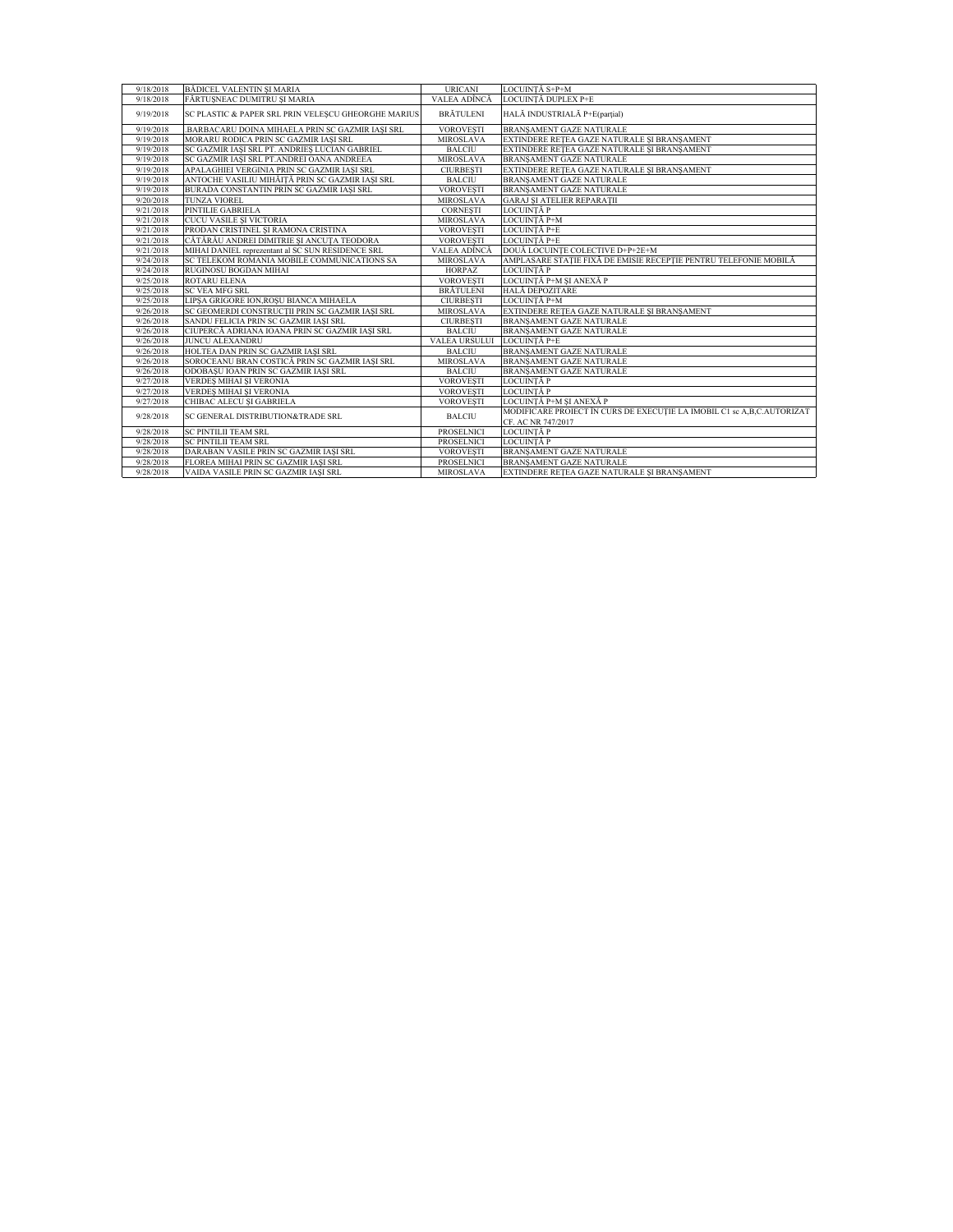| | | | |
|---|---|---|---|
| 9/18/2018 | BĂDICEL VALENTIN ȘI MARIA | URICANI | LOCUINȚĂ S+P+M |
| 9/18/2018 | FĂRTUȘNEAC DUMITRU ȘI MARIA | VALEA ADÎNCĂ | LOCUINȚĂ DUPLEX P+E |
| 9/19/2018 | SC PLASTIC & PAPER SRL PRIN VELEȘCU GHEORGHE MARIUS | BRĂTULENI | HALĂ INDUSTRIALĂ P+E(parțial) |
| 9/19/2018 | .BARBACARU DOINA MIHAELA PRIN SC GAZMIR IAȘI SRL | VOROVEȘTI | BRANȘAMENT GAZE NATURALE |
| 9/19/2018 | MORARU RODICA PRIN SC GAZMIR IAȘI SRL | MIROSLAVA | EXTINDERE REȚEA GAZE NATURALE ȘI BRANȘAMENT |
| 9/19/2018 | SC GAZMIR IAȘI SRL PT. ANDRIEȘ LUCIAN GABRIEL | BALCIU | EXTINDERE REȚEA GAZE NATURALE ȘI BRANȘAMENT |
| 9/19/2018 | SC GAZMIR IAȘI SRL PT.ANDREI OANA ANDREEA | MIROSLAVA | BRANȘAMENT GAZE NATURALE |
| 9/19/2018 | APALAGHIEI VERGINIA PRIN SC GAZMIR IAȘI SRL | CIURBEȘTI | EXTINDERE REȚEA GAZE NATURALE ȘI BRANȘAMENT |
| 9/19/2018 | ANTOCHE VASILIU MIHĂIȚĂ PRIN SC GAZMIR IAȘI SRL | BALCIU | BRANȘAMENT GAZE NATURALE |
| 9/19/2018 | BURADA CONSTANTIN PRIN SC GAZMIR IAȘI SRL | VOROVEȘTI | BRANȘAMENT GAZE NATURALE |
| 9/20/2018 | TUNZA VIOREL | MIROSLAVA | GARAJ ȘI ATELIER REPARAȚII |
| 9/21/2018 | PINTILIE GABRIELA | CORNEȘTI | LOCUINȚĂ P |
| 9/21/2018 | CUCU VASILE ȘI VICTORIA | MIROSLAVA | LOCUINȚĂ P+M |
| 9/21/2018 | PRODAN CRISTINEL ȘI RAMONA CRISTINA | VOROVEȘTI | LOCUINȚĂ P+E |
| 9/21/2018 | CĂTĂRĂU ANDREI DIMITRIE ȘI ANCUȚA TEODORA | VOROVEȘTI | LOCUINȚĂ P+E |
| 9/21/2018 | MIHAI DANIEL reprezentant al SC SUN RESIDENCE SRL | VALEA ADÎNCĂ | DOUĂ LOCUINȚE COLECTIVE D+P+2E+M |
| 9/24/2018 | SC TELEKOM ROMANIA MOBILE COMMUNICATIONS SA | MIROSLAVA | AMPLASARE STAȚIE FIXĂ DE EMISIE RECEPȚIE PENTRU TELEFONIE MOBILĂ |
| 9/24/2018 | RUGINOSU BOGDAN MIHAI | HORPAZ | LOCUINȚĂ P |
| 9/25/2018 | ROTARU ELENA | VOROVEȘTI | LOCUINȚĂ P+M ȘI ANEXĂ P |
| 9/25/2018 | SC VEA MFG SRL | BRĂTULENI | HALĂ DEPOZITARE |
| 9/25/2018 | LIPȘA GRIGORE ION,ROȘU BIANCA MIHAELA | CIURBEȘTI | LOCUINȚĂ P+M |
| 9/26/2018 | SC GEOMERDI CONSTRUCȚII PRIN SC GAZMIR IAȘI SRL | MIROSLAVA | EXTINDERE REȚEA GAZE NATURALE ȘI BRANȘAMENT |
| 9/26/2018 | SANDU FELICIA PRIN SC GAZMIR IAȘI SRL | CIURBEȘTI | BRANȘAMENT GAZE NATURALE |
| 9/26/2018 | CIUPERCĂ ADRIANA IOANA PRIN SC GAZMIR IAȘI SRL | BALCIU | BRANȘAMENT GAZE NATURALE |
| 9/26/2018 | JUNCU ALEXANDRU | VALEA URSULUI | LOCUINȚĂ P+E |
| 9/26/2018 | HOLTEA DAN PRIN SC GAZMIR IAȘI SRL | BALCIU | BRANȘAMENT GAZE NATURALE |
| 9/26/2018 | SOROCEANU BRAN COSTICĂ PRIN SC GAZMIR IAȘI SRL | MIROSLAVA | BRANȘAMENT GAZE NATURALE |
| 9/26/2018 | ODOBAȘU IOAN PRIN SC GAZMIR IAȘI SRL | BALCIU | BRANȘAMENT GAZE NATURALE |
| 9/27/2018 | VERDEȘ MIHAI ȘI VERONIA | VOROVEȘTI | LOCUINȚĂ P |
| 9/27/2018 | VERDEȘ MIHAI ȘI VERONIA | VOROVEȘTI | LOCUINȚĂ P |
| 9/27/2018 | CHIBAC ALECU ȘI GABRIELA | VOROVEȘTI | LOCUINȚĂ P+M ȘI ANEXĂ P |
| 9/28/2018 | SC GENERAL DISTRIBUTION&TRADE SRL | BALCIU | MODIFICARE PROIECT ÎN CURS DE EXECUȚIE LA IMOBIL C1 sc A,B,C.AUTORIZAT CF. AC NR 747/2017 |
| 9/28/2018 | SC PINTILII TEAM SRL | PROSELNICI | LOCUINȚĂ P |
| 9/28/2018 | SC PINTILII TEAM SRL | PROSELNICI | LOCUINȚĂ P |
| 9/28/2018 | DARABAN VASILE PRIN SC GAZMIR IAȘI SRL | VOROVEȘTI | BRANȘAMENT GAZE NATURALE |
| 9/28/2018 | FLOREA MIHAI PRIN SC GAZMIR IAȘI SRL | PROSELNICI | BRANȘAMENT GAZE NATURALE |
| 9/28/2018 | VAIDA VASILE PRIN SC GAZMIR IAȘI SRL | MIROSLAVA | EXTINDERE REȚEA GAZE NATURALE ȘI BRANȘAMENT |